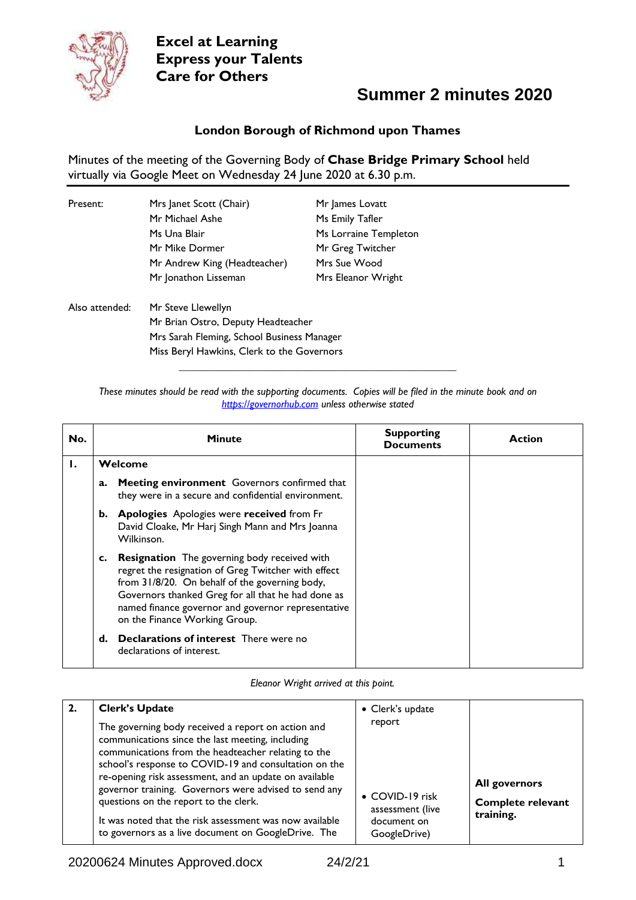**Excel at Learning**
**Express your Talents**
**Care for Others**

# Summer 2 minutes 2020

## London Borough of Richmond upon Thames

Minutes of the meeting of the Governing Body of **Chase Bridge Primary School** held virtually via Google Meet on Wednesday 24 June 2020 at 6.30 p.m.

Present:

| | |
|---|---|
| Mrs Janet Scott (Chair) | Mr James Lovatt |
| Mr Michael Ashe | Ms Emily Tafler |
| Ms Una Blair | Ms Lorraine Templeton |
| Mr Mike Dormer | Mr Greg Twitcher |
| Mr Andrew King (Headteacher) | Mrs Sue Wood |
| Mr Jonathon Lisseman | Mrs Eleanor Wright |

Also attended:
Mr Steve Llewellyn
Mr Brian Ostro, Deputy Headteacher
Mrs Sarah Fleming, School Business Manager
Miss Beryl Hawkins, Clerk to the Governors

*These minutes should be read with the supporting documents. Copies will be filed in the minute book and on [https://governorhub.com](https://governorhub.com) unless otherwise stated*

| No. | Minute | Supporting Documents | Action |
|---|---|---|---|
| **1.** | **Welcome**<br>**a. Meeting environment** Governors confirmed that they were in a secure and confidential environment.<br>**b. Apologies** Apologies were **received** from Fr David Cloake, Mr Harj Singh Mann and Mrs Joanna Wilkinson.<br>**c. Resignation** The governing body received with regret the resignation of Greg Twitcher with effect from 31/8/20. On behalf of the governing body, Governors thanked Greg for all that he had done as named finance governor and governor representative on the Finance Working Group.<br>**d. Declarations of interest** There were no declarations of interest. | | |

*Eleanor Wright arrived at this point.*

| No. | Minute | Supporting Documents | Action |
|---|---|---|---|
| **2.** | **Clerk's Update**<br>The governing body received a report on action and communications since the last meeting, including communications from the headteacher relating to the school's response to COVID-19 and consultation on the re-opening risk assessment, and an update on available governor training. Governors were advised to send any questions on the report to the clerk.<br>It was noted that the risk assessment was now available to governors as a live document on GoogleDrive. The | • Clerk's update report<br>• COVID-19 risk assessment (live document on GoogleDrive) | **All governors**<br>**Complete relevant training.** |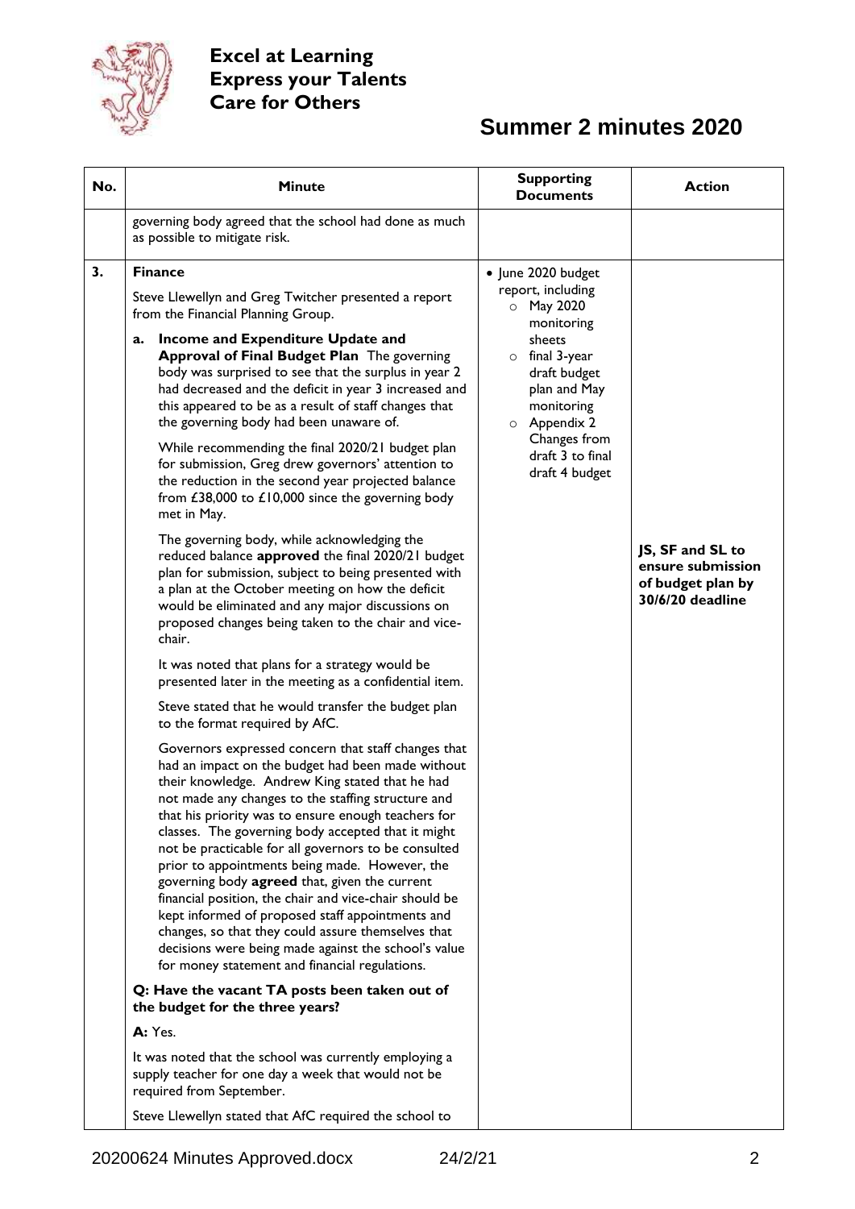# Summer 2 minutes 2020

| No. | Minute | Supporting Documents | Action |
|---|---|---|---|
| | governing body agreed that the school had done as much as possible to mitigate risk. | | |
| **3.** | **Finance**<br><br>Steve Llewellyn and Greg Twitcher presented a report from the Financial Planning Group.<br><br>**a. Income and Expenditure Update and Approval of Final Budget Plan** The governing body was surprised to see that the surplus in year 2 had decreased and the deficit in year 3 increased and this appeared to be as a result of staff changes that the governing body had been unaware of.<br><br>While recommending the final 2020/21 budget plan for submission, Greg drew governors' attention to the reduction in the second year projected balance from £38,000 to £10,000 since the governing body met in May.<br><br>The governing body, while acknowledging the reduced balance **approved** the final 2020/21 budget plan for submission, subject to being presented with a plan at the October meeting on how the deficit would be eliminated and any major discussions on proposed changes being taken to the chair and vice-chair.<br><br>It was noted that plans for a strategy would be presented later in the meeting as a confidential item.<br><br>Steve stated that he would transfer the budget plan to the format required by AfC.<br><br>Governors expressed concern that staff changes that had an impact on the budget had been made without their knowledge. Andrew King stated that he had not made any changes to the staffing structure and that his priority was to ensure enough teachers for classes. The governing body accepted that it might not be practicable for all governors to be consulted prior to appointments being made. However, the governing body **agreed** that, given the current financial position, the chair and vice-chair should be kept informed of proposed staff appointments and changes, so that they could assure themselves that decisions were being made against the school's value for money statement and financial regulations.<br><br>**Q: Have the vacant TA posts been taken out of the budget for the three years?**<br><br>**A:** Yes.<br><br>It was noted that the school was currently employing a supply teacher for one day a week that would not be required from September.<br><br>Steve Llewellyn stated that AfC required the school to | • June 2020 budget report, including<br>◦ May 2020 monitoring sheets<br>◦ final 3-year draft budget plan and May monitoring<br>◦ Appendix 2 Changes from draft 3 to final draft 4 budget | **JS, SF and SL to ensure submission of budget plan by 30/6/20 deadline** |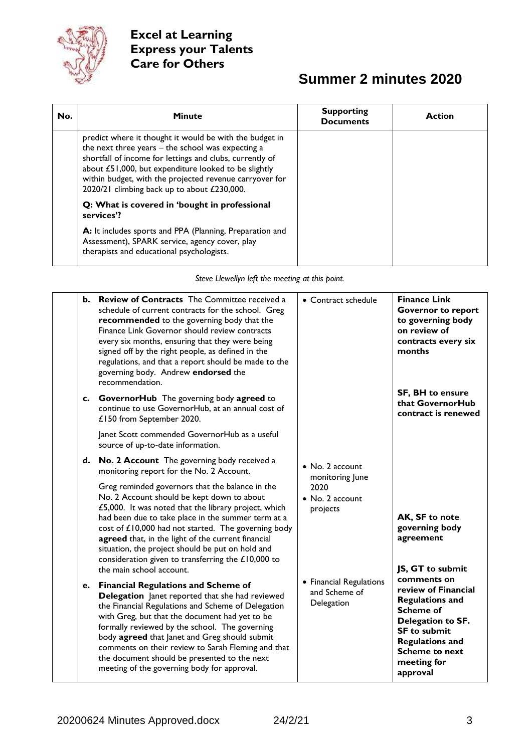# Summer 2 minutes 2020

| No. | Minute | Supporting Documents | Action |
|---|---|---|---|
| | predict where it thought it would be with the budget in the next three years – the school was expecting a shortfall of income for lettings and clubs, currently of about £51,000, but expenditure looked to be slightly within budget, with the projected revenue carryover for 2020/21 climbing back up to about £230,000.<br><br>**Q: What is covered in 'bought in professional services'?**<br><br>**A:** It includes sports and PPA (Planning, Preparation and Assessment), SPARK service, agency cover, play therapists and educational psychologists. | | |

*Steve Llewellyn left the meeting at this point.*

| No. | Minute | Supporting Documents | Action |
|---|---|---|---|
| | **b. Review of Contracts** The Committee received a schedule of current contracts for the school. Greg **recommended** to the governing body that the Finance Link Governor should review contracts every six months, ensuring that they were being signed off by the right people, as defined in the regulations, and that a report should be made to the governing body. Andrew **endorsed** the recommendation. | • Contract schedule | **Finance Link Governor to report to governing body on review of contracts every six months** |
| | **c. GovernorHub** The governing body **agreed** to continue to use GovernorHub, at an annual cost of £150 from September 2020.<br><br>Janet Scott commended GovernorHub as a useful source of up-to-date information. | | **SF, BH to ensure that GovernorHub contract is renewed** |
| | **d. No. 2 Account** The governing body received a monitoring report for the No. 2 Account.<br><br>Greg reminded governors that the balance in the No. 2 Account should be kept down to about £5,000. It was noted that the library project, which had been due to take place in the summer term at a cost of £10,000 had not started. The governing body **agreed** that, in the light of the current financial situation, the project should be put on hold and consideration given to transferring the £10,000 to the main school account. | • No. 2 account monitoring June 2020<br>• No. 2 account projects | **AK, SF to note governing body agreement** |
| | **e. Financial Regulations and Scheme of Delegation** Janet reported that she had reviewed the Financial Regulations and Scheme of Delegation with Greg, but that the document had yet to be formally reviewed by the school. The governing body **agreed** that Janet and Greg should submit comments on their review to Sarah Fleming and that the document should be presented to the next meeting of the governing body for approval. | • Financial Regulations and Scheme of Delegation | **JS, GT to submit comments on review of Financial Regulations and Scheme of Delegation to SF. SF to submit Regulations and Scheme to next meeting for approval** |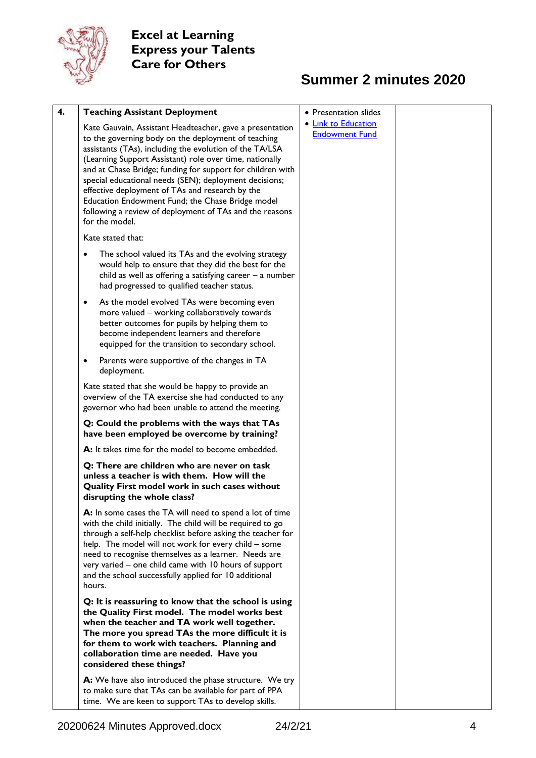| 4. | **Teaching Assistant Deployment** | • Presentation slides<br>• Link to Education Endowment Fund | |
|---|---|---|---|
| | Kate Gauvain, Assistant Headteacher, gave a presentation to the governing body on the deployment of teaching assistants (TAs), including the evolution of the TA/LSA (Learning Support Assistant) role over time, nationally and at Chase Bridge; funding for support for children with special educational needs (SEN); deployment decisions; effective deployment of TAs and research by the Education Endowment Fund; the Chase Bridge model following a review of deployment of TAs and the reasons for the model.<br><br>Kate stated that:<br><br>• The school valued its TAs and the evolving strategy would help to ensure that they did the best for the child as well as offering a satisfying career – a number had progressed to qualified teacher status.<br>• As the model evolved TAs were becoming even more valued – working collaboratively towards better outcomes for pupils by helping them to become independent learners and therefore equipped for the transition to secondary school.<br>• Parents were supportive of the changes in TA deployment.<br><br>Kate stated that she would be happy to provide an overview of the TA exercise she had conducted to any governor who had been unable to attend the meeting.<br><br>**Q: Could the problems with the ways that TAs have been employed be overcome by training?**<br><br>**A:** It takes time for the model to become embedded.<br><br>**Q: There are children who are never on task unless a teacher is with them. How will the Quality First model work in such cases without disrupting the whole class?**<br><br>**A:** In some cases the TA will need to spend a lot of time with the child initially. The child will be required to go through a self-help checklist before asking the teacher for help. The model will not work for every child – some need to recognise themselves as a learner. Needs are very varied – one child came with 10 hours of support and the school successfully applied for 10 additional hours.<br><br>**Q: It is reassuring to know that the school is using the Quality First model. The model works best when the teacher and TA work well together. The more you spread TAs the more difficult it is for them to work with teachers. Planning and collaboration time are needed. Have you considered these things?**<br><br>**A:** We have also introduced the phase structure. We try to make sure that TAs can be available for part of PPA time. We are keen to support TAs to develop skills. | | |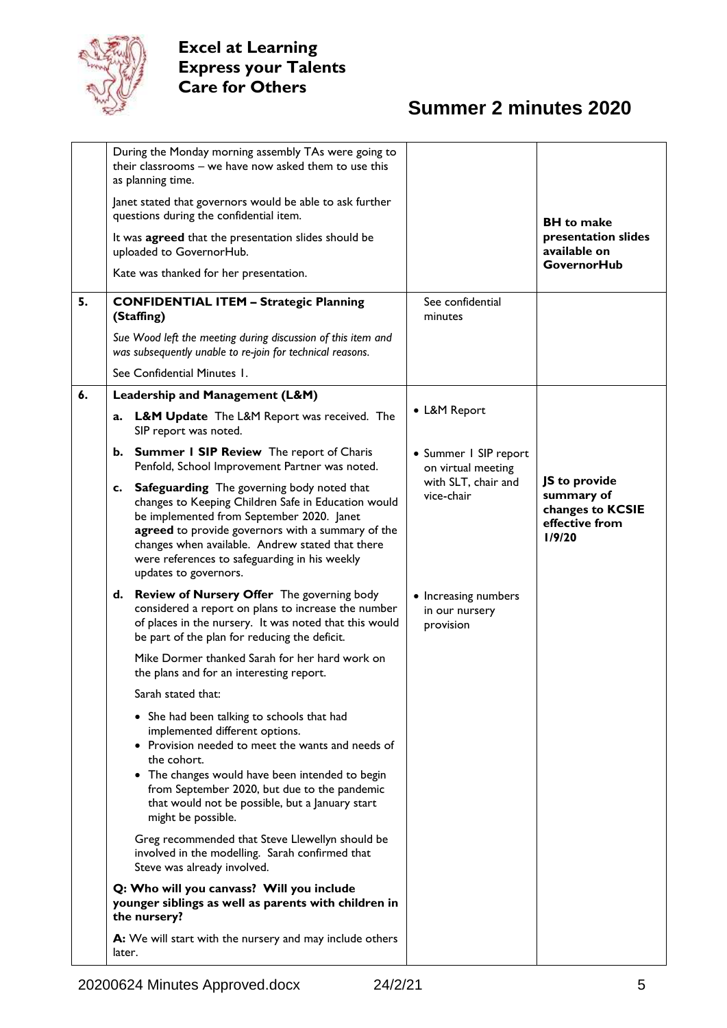| | | | |
|---|---|---|---|
| | During the Monday morning assembly TAs were going to their classrooms – we have now asked them to use this as planning time.<br><br>Janet stated that governors would be able to ask further questions during the confidential item.<br><br>It was **agreed** that the presentation slides should be uploaded to GovernorHub.<br><br>Kate was thanked for her presentation. | | **BH to make presentation slides available on GovernorHub** |
| **5.** | **CONFIDENTIAL ITEM – Strategic Planning (Staffing)**<br><br>*Sue Wood left the meeting during discussion of this item and was subsequently unable to re-join for technical reasons.*<br><br>See Confidential Minutes 1. | See confidential minutes | |
| **6.** | **Leadership and Management (L&M)**<br><br>**a. L&M Update** The L&M Report was received. The SIP report was noted.<br><br>**b. Summer 1 SIP Review** The report of Charis Penfold, School Improvement Partner was noted.<br><br>**c. Safeguarding** The governing body noted that changes to Keeping Children Safe in Education would be implemented from September 2020. Janet **agreed** to provide governors with a summary of the changes when available. Andrew stated that there were references to safeguarding in his weekly updates to governors.<br><br>**d. Review of Nursery Offer** The governing body considered a report on plans to increase the number of places in the nursery. It was noted that this would be part of the plan for reducing the deficit.<br><br>Mike Dormer thanked Sarah for her hard work on the plans and for an interesting report.<br><br>Sarah stated that:<br>• She had been talking to schools that had implemented different options.<br>• Provision needed to meet the wants and needs of the cohort.<br>• The changes would have been intended to begin from September 2020, but due to the pandemic that would not be possible, but a January start might be possible.<br><br>Greg recommended that Steve Llewellyn should be involved in the modelling. Sarah confirmed that Steve was already involved.<br><br>**Q: Who will you canvass? Will you include younger siblings as well as parents with children in the nursery?**<br><br>**A:** We will start with the nursery and may include others later. | • L&M Report<br><br>• Summer 1 SIP report on virtual meeting with SLT, chair and vice-chair<br><br>• Increasing numbers in our nursery provision | **JS to provide summary of changes to KCSIE effective from 1/9/20** |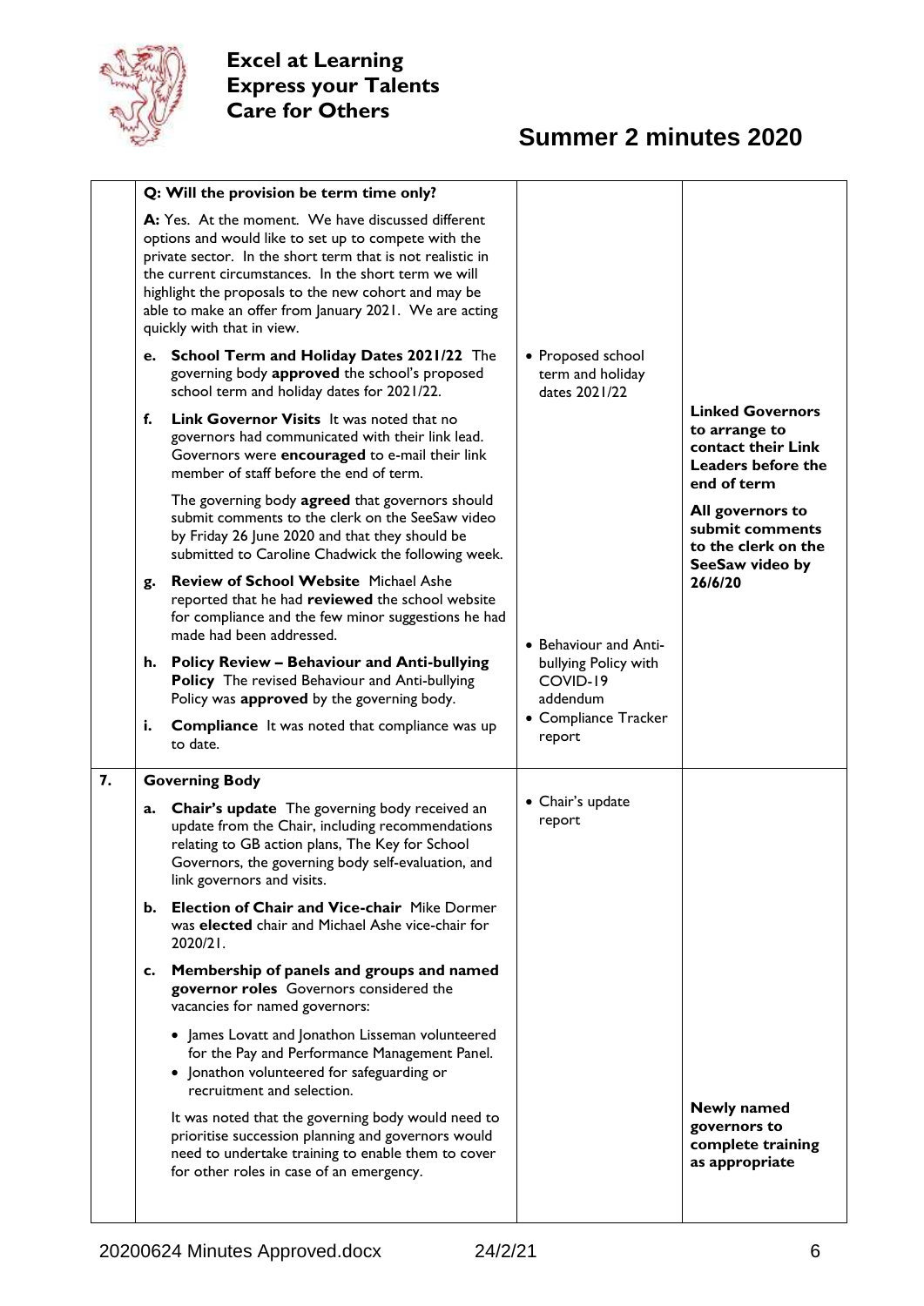| | | | |
|---|---|---|---|
| | **Q: Will the provision be term time only?**<br><br>**A:** Yes. At the moment. We have discussed different options and would like to set up to compete with the private sector. In the short term that is not realistic in the current circumstances. In the short term we will highlight the proposals to the new cohort and may be able to make an offer from January 2021. We are acting quickly with that in view.<br><br>**e. School Term and Holiday Dates 2021/22** The governing body **approved** the school's proposed school term and holiday dates for 2021/22.<br><br>**f. Link Governor Visits** It was noted that no governors had communicated with their link lead. Governors were **encouraged** to e-mail their link member of staff before the end of term.<br><br>The governing body **agreed** that governors should submit comments to the clerk on the SeeSaw video by Friday 26 June 2020 and that they should be submitted to Caroline Chadwick the following week.<br><br>**g. Review of School Website** Michael Ashe reported that he had **reviewed** the school website for compliance and the few minor suggestions he had made had been addressed.<br><br>**h. Policy Review – Behaviour and Anti-bullying Policy** The revised Behaviour and Anti-bullying Policy was **approved** by the governing body.<br><br>**i. Compliance** It was noted that compliance was up to date. | • Proposed school term and holiday dates 2021/22<br><br>• Behaviour and Anti-bullying Policy with COVID-19 addendum<br>• Compliance Tracker report | **Linked Governors to arrange to contact their Link Leaders before the end of term**<br><br>**All governors to submit comments to the clerk on the SeeSaw video by 26/6/20** |
| **7.** | **Governing Body**<br><br>**a. Chair's update** The governing body received an update from the Chair, including recommendations relating to GB action plans, The Key for School Governors, the governing body self-evaluation, and link governors and visits.<br><br>**b. Election of Chair and Vice-chair** Mike Dormer was **elected** chair and Michael Ashe vice-chair for 2020/21.<br><br>**c. Membership of panels and groups and named governor roles** Governors considered the vacancies for named governors:<br><br>• James Lovatt and Jonathon Lisseman volunteered for the Pay and Performance Management Panel.<br>• Jonathon volunteered for safeguarding or recruitment and selection.<br><br>It was noted that the governing body would need to prioritise succession planning and governors would need to undertake training to enable them to cover for other roles in case of an emergency. | • Chair's update report | **Newly named governors to complete training as appropriate** |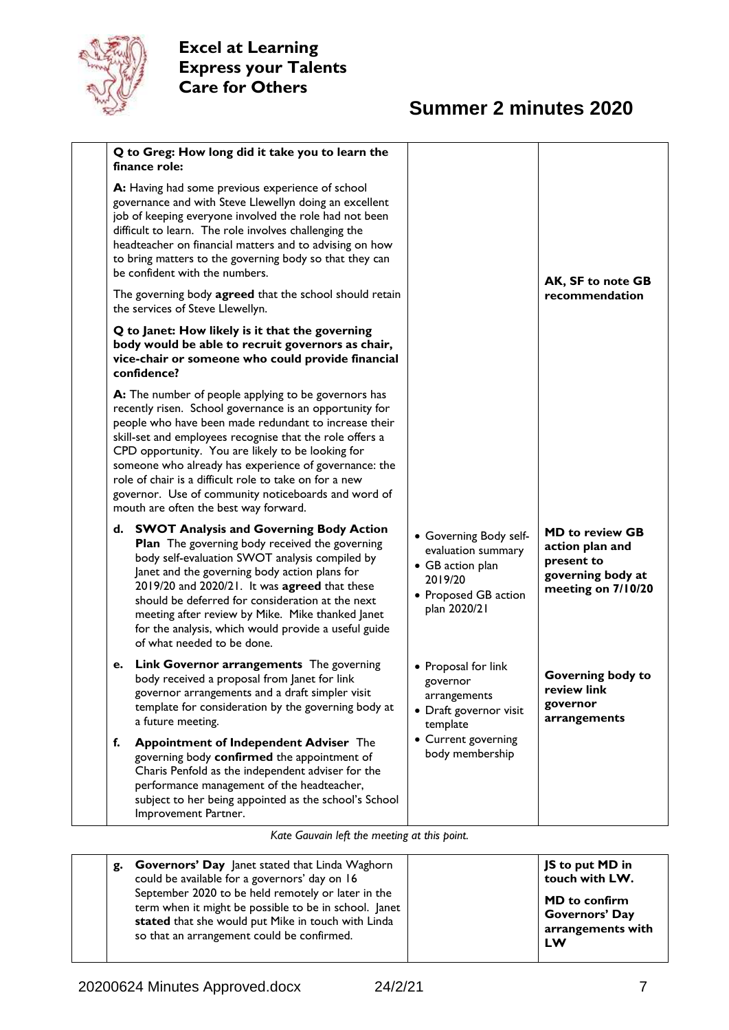| | | | |
|---|---|---|---|
| | **Q to Greg: How long did it take you to learn the finance role:**<br><br>**A:** Having had some previous experience of school governance and with Steve Llewellyn doing an excellent job of keeping everyone involved the role had not been difficult to learn. The role involves challenging the headteacher on financial matters and to advising on how to bring matters to the governing body so that they can be confident with the numbers.<br><br>The governing body **agreed** that the school should retain the services of Steve Llewellyn.<br><br>**Q to Janet: How likely is it that the governing body would be able to recruit governors as chair, vice-chair or someone who could provide financial confidence?**<br><br>**A:** The number of people applying to be governors has recently risen. School governance is an opportunity for people who have been made redundant to increase their skill-set and employees recognise that the role offers a CPD opportunity. You are likely to be looking for someone who already has experience of governance: the role of chair is a difficult role to take on for a new governor. Use of community noticeboards and word of mouth are often the best way forward. | | **AK, SF to note GB recommendation** |
| | **d. SWOT Analysis and Governing Body Action Plan** The governing body received the governing body self-evaluation SWOT analysis compiled by Janet and the governing body action plans for 2019/20 and 2020/21. It was **agreed** that these should be deferred for consideration at the next meeting after review by Mike. Mike thanked Janet for the analysis, which would provide a useful guide of what needed to be done. | • Governing Body self-evaluation summary<br>• GB action plan 2019/20<br>• Proposed GB action plan 2020/21 | **MD to review GB action plan and present to governing body at meeting on 7/10/20** |
| | **e. Link Governor arrangements** The governing body received a proposal from Janet for link governor arrangements and a draft simpler visit template for consideration by the governing body at a future meeting.<br><br>**f. Appointment of Independent Adviser** The governing body **confirmed** the appointment of Charis Penfold as the independent adviser for the performance management of the headteacher, subject to her being appointed as the school's School Improvement Partner. | • Proposal for link governor arrangements<br>• Draft governor visit template<br>• Current governing body membership | **Governing body to review link governor arrangements** |

*Kate Gauvain left the meeting at this point.*

| | | | |
|---|---|---|---|
| | **g. Governors' Day** Janet stated that Linda Waghorn could be available for a governors' day on 16 September 2020 to be held remotely or later in the term when it might be possible to be in school. Janet **stated** that she would put Mike in touch with Linda so that an arrangement could be confirmed. | | **JS to put MD in touch with LW.**<br><br>**MD to confirm Governors' Day arrangements with LW** |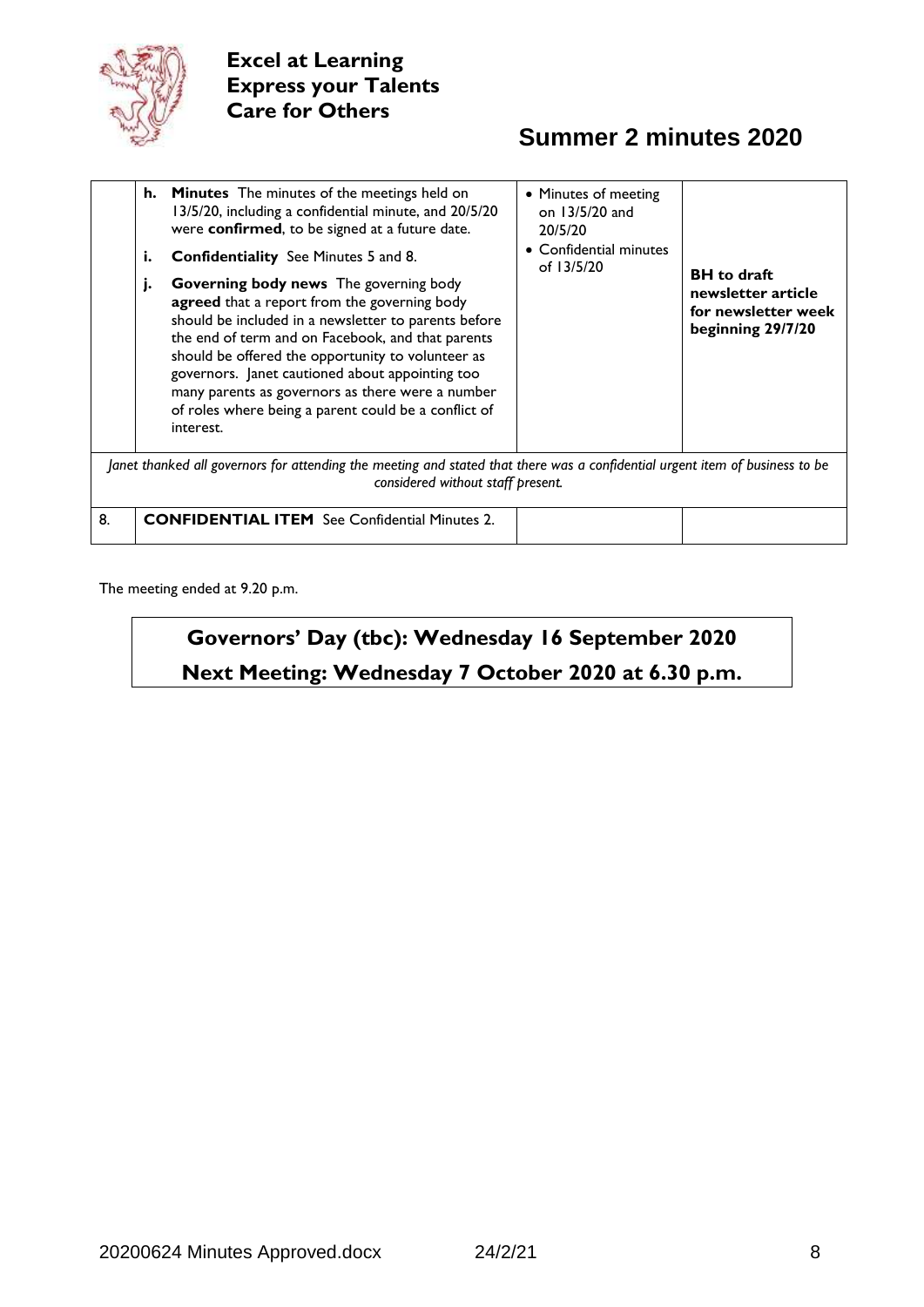**Excel at Learning**
**Express your Talents**
**Care for Others**

## Summer 2 minutes 2020

| | | | |
|---|---|---|---|
| | **h.** **Minutes** The minutes of the meetings held on 13/5/20, including a confidential minute, and 20/5/20 were **confirmed**, to be signed at a future date.<br><br>**i.** **Confidentiality** See Minutes 5 and 8.<br><br>**j.** **Governing body news** The governing body **agreed** that a report from the governing body should be included in a newsletter to parents before the end of term and on Facebook, and that parents should be offered the opportunity to volunteer as governors. Janet cautioned about appointing too many parents as governors as there were a number of roles where being a parent could be a conflict of interest. | • Minutes of meeting on 13/5/20 and 20/5/20<br>• Confidential minutes of 13/5/20 | **BH to draft newsletter article for newsletter week beginning 29/7/20** |
| *Janet thanked all governors for attending the meeting and stated that there was a confidential urgent item of business to be considered without staff present.* | | | |
| 8. | **CONFIDENTIAL ITEM** See Confidential Minutes 2. | | |

The meeting ended at 9.20 p.m.

**Governors' Day (tbc): Wednesday 16 September 2020**

**Next Meeting: Wednesday 7 October 2020 at 6.30 p.m.**